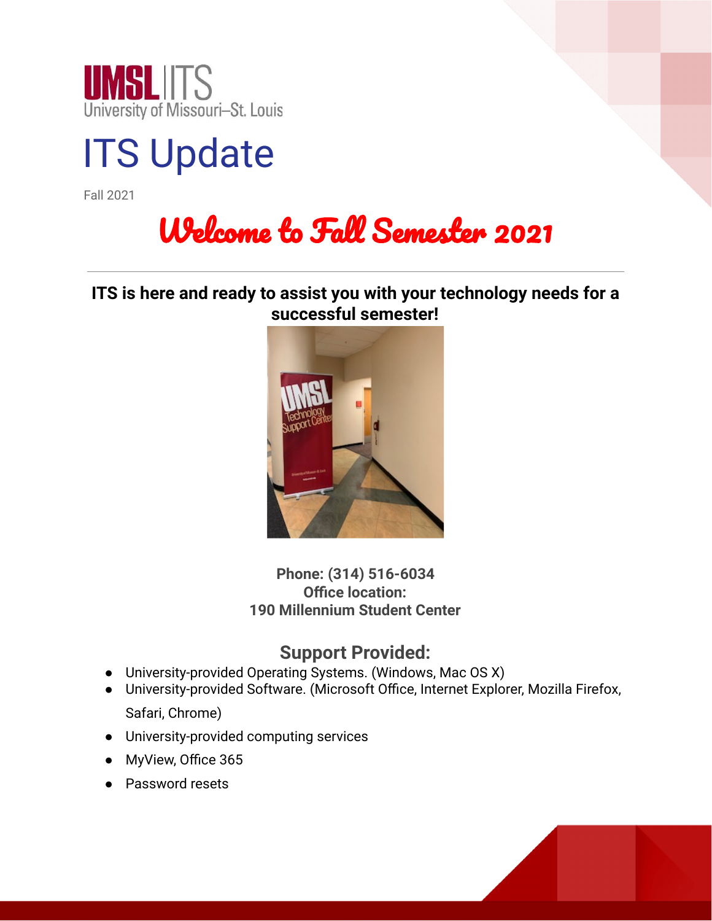UMSL | ITS
University of Missouri–St. Louis

# ITS Update

Fall 2021

## Welcome to Fall Semester 2021

---

**ITS is here and ready to assist you with your technology needs for a successful semester!**

**Phone: (314) 516-6034**
**Office location:**
**190 Millennium Student Center**

### Support Provided:

- University-provided Operating Systems. (Windows, Mac OS X)
- University-provided Software. (Microsoft Office, Internet Explorer, Mozilla Firefox, Safari, Chrome)
- University-provided computing services
- MyView, Office 365
- Password resets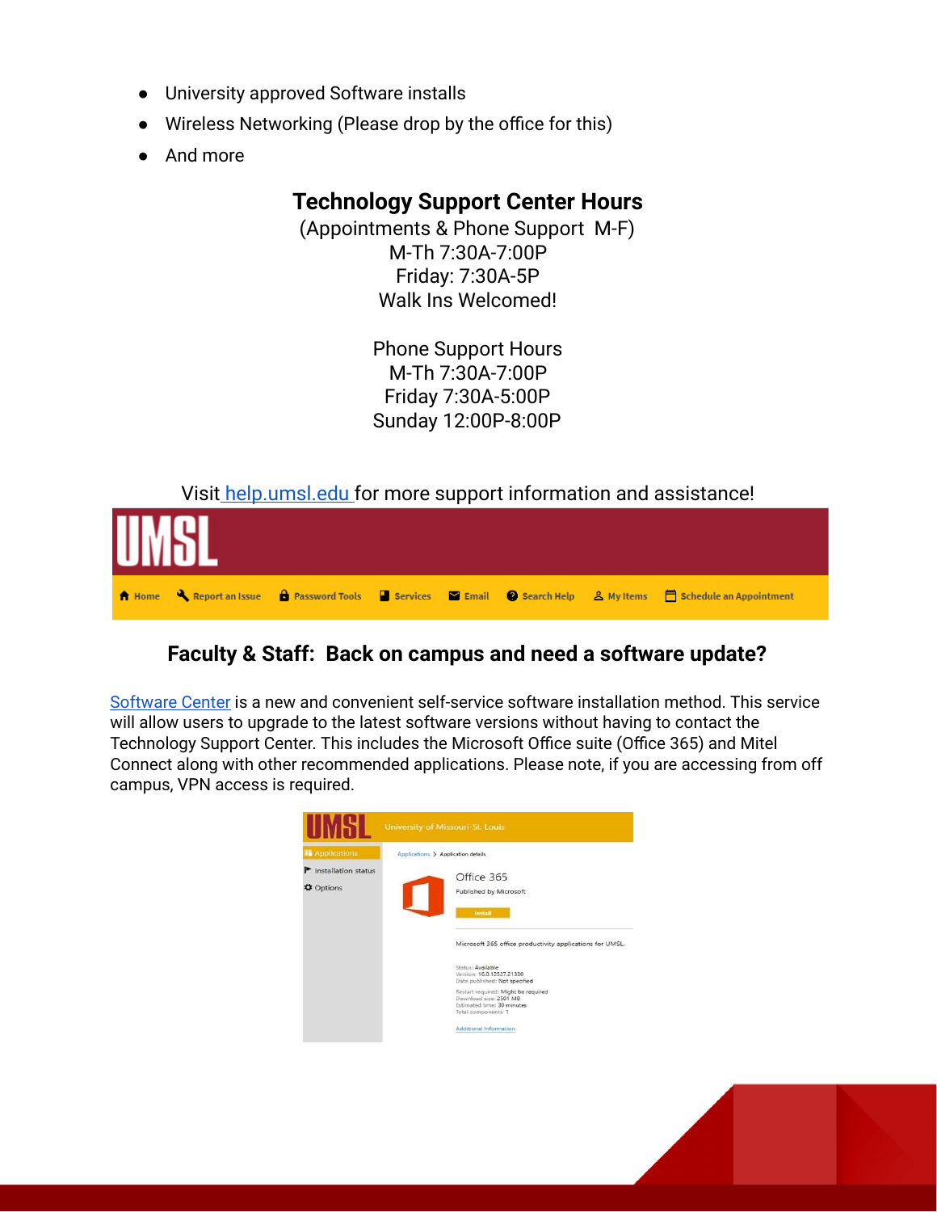- University approved Software installs
- Wireless Networking (Please drop by the office for this)
- And more

## Technology Support Center Hours

(Appointments & Phone Support M-F)
M-Th 7:30A-7:00P
Friday: 7:30A-5P
Walk Ins Welcomed!

Phone Support Hours
M-Th 7:30A-7:00P
Friday 7:30A-5:00P
Sunday 12:00P-8:00P

Visit help.umsl.edu for more support information and assistance!

## Faculty & Staff: Back on campus and need a software update?

Software Center is a new and convenient self-service software installation method. This service will allow users to upgrade to the latest software versions without having to contact the Technology Support Center. This includes the Microsoft Office suite (Office 365) and Mitel Connect along with other recommended applications. Please note, if you are accessing from off campus, VPN access is required.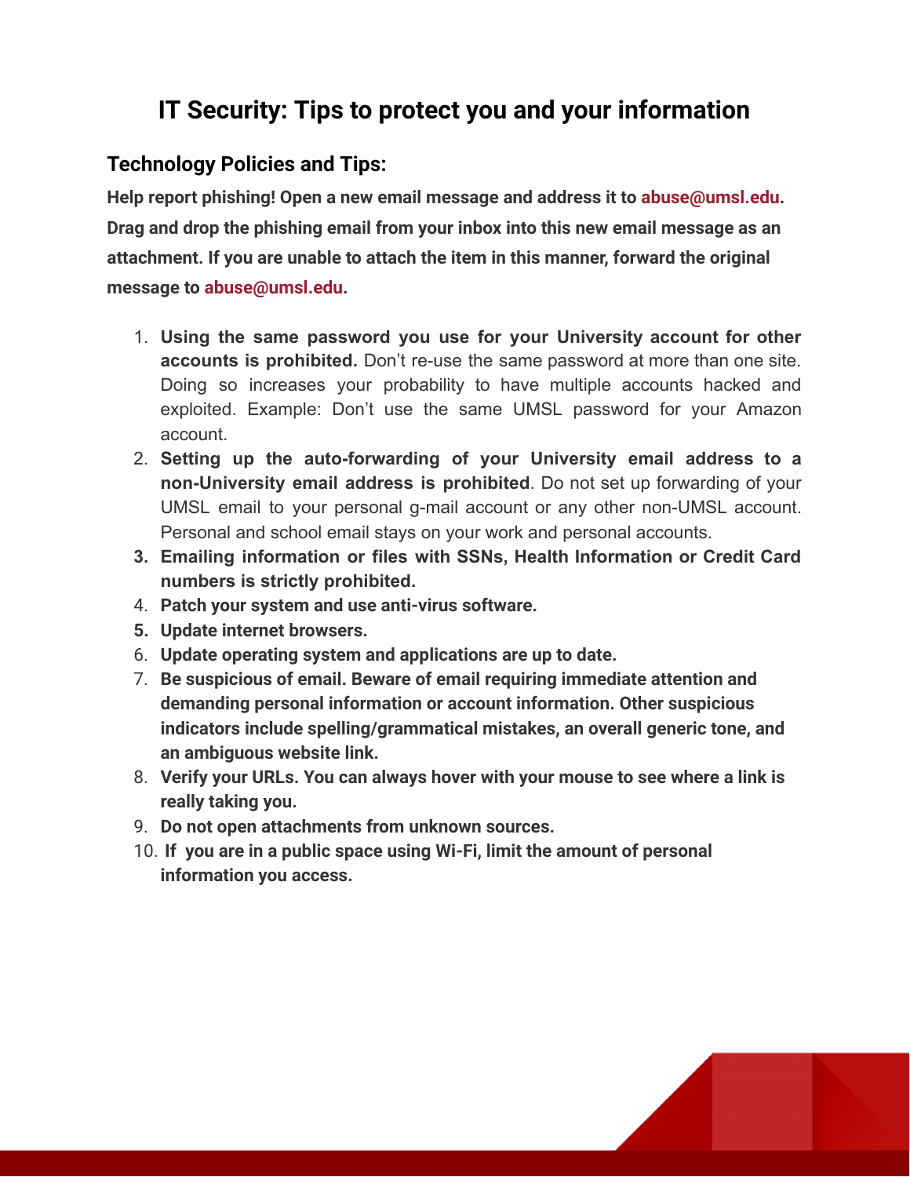# IT Security: Tips to protect you and your information

## Technology Policies and Tips:

**Help report phishing! Open a new email message and address it to abuse@umsl.edu. Drag and drop the phishing email from your inbox into this new email message as an attachment. If you are unable to attach the item in this manner, forward the original message to abuse@umsl.edu.**

1. **Using the same password you use for your University account for other accounts is prohibited.** Don't re-use the same password at more than one site. Doing so increases your probability to have multiple accounts hacked and exploited. Example: Don't use the same UMSL password for your Amazon account.
2. **Setting up the auto-forwarding of your University email address to a non-University email address is prohibited**. Do not set up forwarding of your UMSL email to your personal g-mail account or any other non-UMSL account. Personal and school email stays on your work and personal accounts.
3. **Emailing information or files with SSNs, Health Information or Credit Card numbers is strictly prohibited.**
4. **Patch your system and use anti-virus software.**
5. **Update internet browsers.**
6. **Update operating system and applications are up to date.**
7. **Be suspicious of email. Beware of email requiring immediate attention and demanding personal information or account information. Other suspicious indicators include spelling/grammatical mistakes, an overall generic tone, and an ambiguous website link.**
8. **Verify your URLs. You can always hover with your mouse to see where a link is really taking you.**
9. **Do not open attachments from unknown sources.**
10. **If you are in a public space using Wi-Fi, limit the amount of personal information you access.**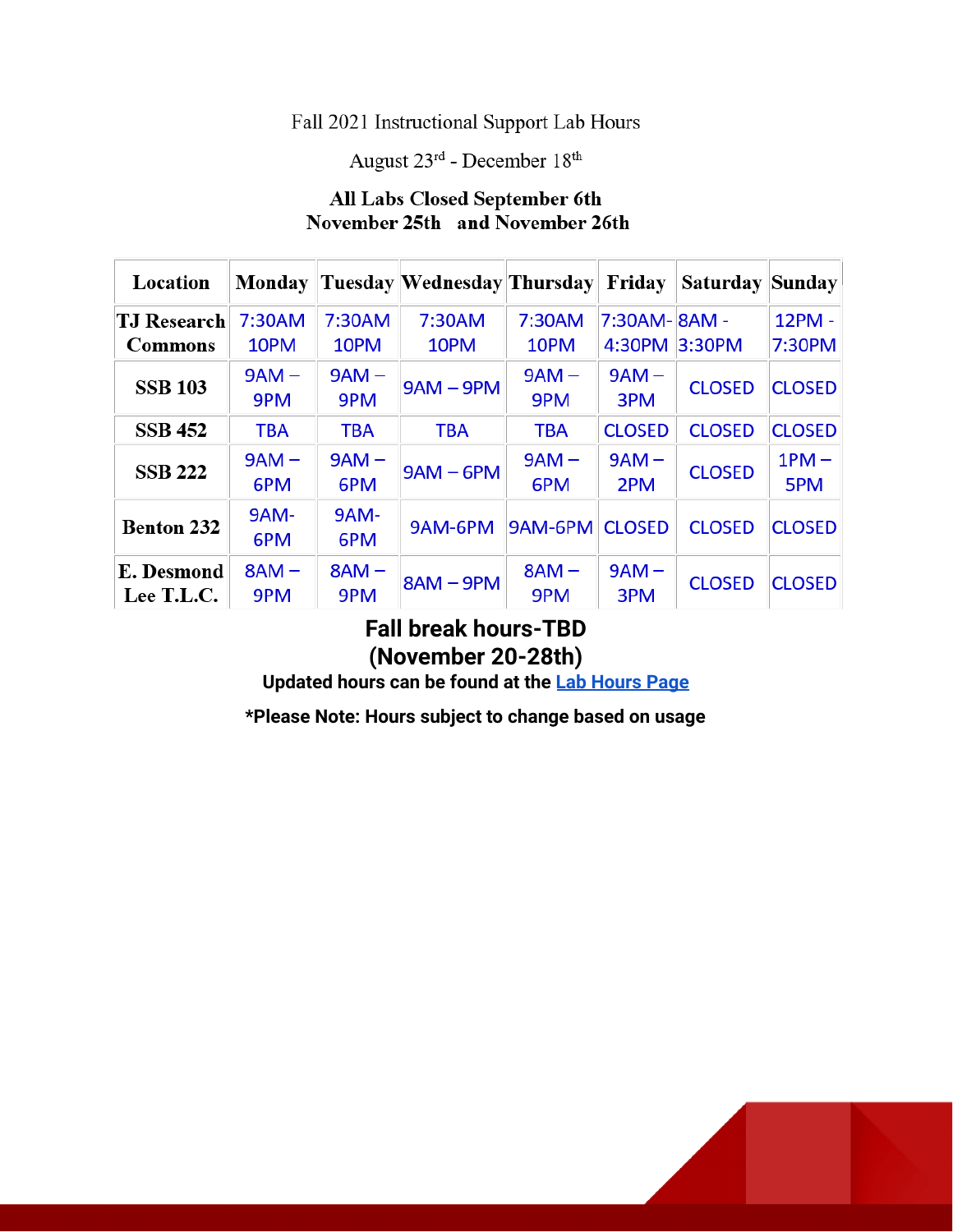Fall 2021 Instructional Support Lab Hours

August 23rd - December 18th

**All Labs Closed September 6th November 25th and November 26th**

| Location | Monday | Tuesday | Wednesday | Thursday | Friday | Saturday | Sunday |
|---|---|---|---|---|---|---|---|
| TJ Research Commons | 7:30AM 10PM | 7:30AM 10PM | 7:30AM 10PM | 7:30AM 10PM | 7:30AM- 4:30PM | 8AM - 3:30PM | 12PM - 7:30PM |
| SSB 103 | 9AM – 9PM | 9AM – 9PM | 9AM – 9PM | 9AM – 9PM | 9AM – 3PM | CLOSED | CLOSED |
| SSB 452 | TBA | TBA | TBA | TBA | CLOSED | CLOSED | CLOSED |
| SSB 222 | 9AM – 6PM | 9AM – 6PM | 9AM – 6PM | 9AM – 6PM | 9AM – 2PM | CLOSED | 1PM – 5PM |
| Benton 232 | 9AM- 6PM | 9AM- 6PM | 9AM-6PM | 9AM-6PM | CLOSED | CLOSED | CLOSED |
| E. Desmond Lee T.L.C. | 8AM – 9PM | 8AM – 9PM | 8AM – 9PM | 8AM – 9PM | 9AM – 3PM | CLOSED | CLOSED |

**Fall break hours-TBD**
**(November 20-28th)**

**Updated hours can be found at the Lab Hours Page**

**\*Please Note: Hours subject to change based on usage**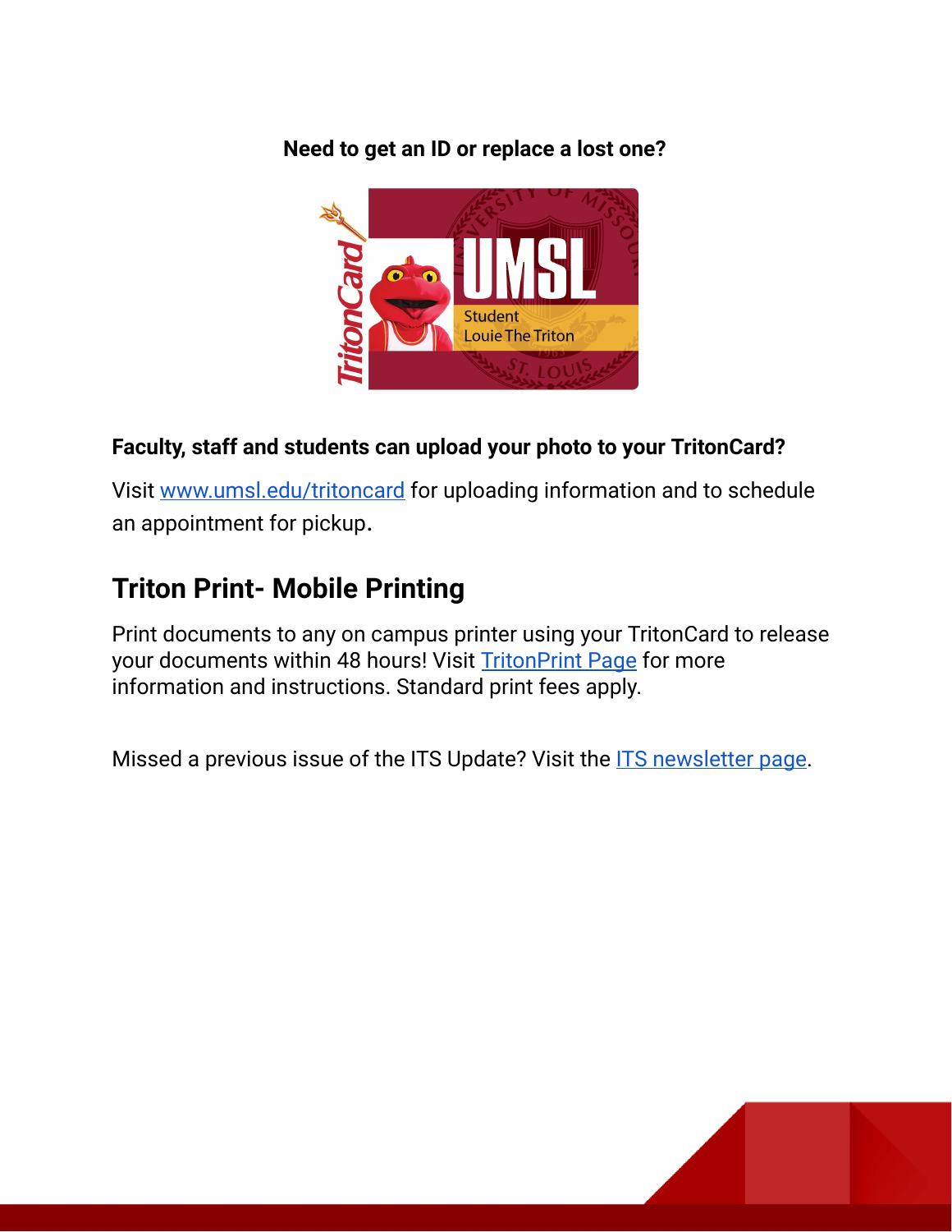**Need to get an ID or replace a lost one?**

**Faculty, staff and students can upload your photo to your TritonCard?**

Visit www.umsl.edu/tritoncard for uploading information and to schedule an appointment for pickup.

## Triton Print- Mobile Printing

Print documents to any on campus printer using your TritonCard to release your documents within 48 hours! Visit TritonPrint Page for more information and instructions. Standard print fees apply.

Missed a previous issue of the ITS Update? Visit the ITS newsletter page.